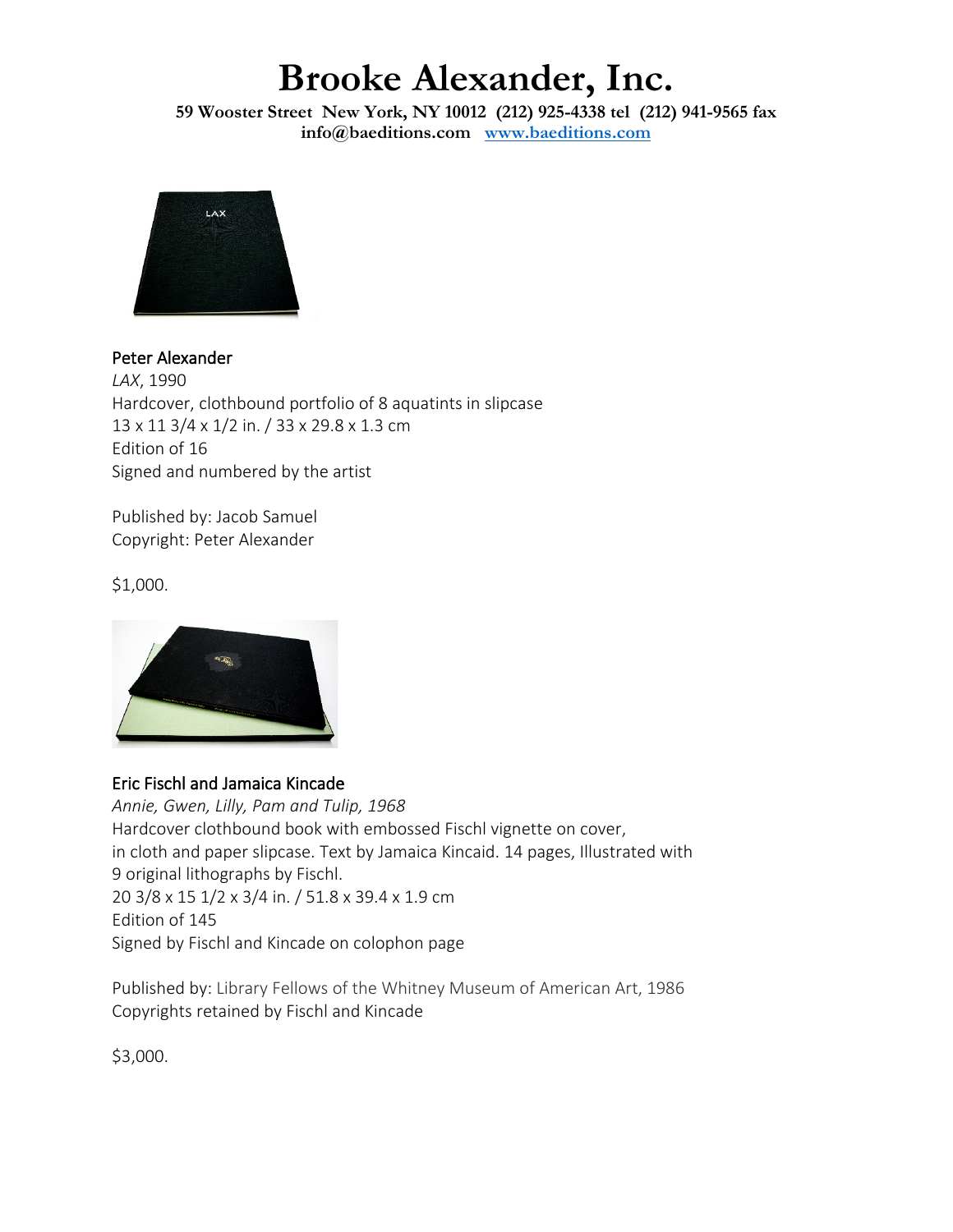# Brooke Alexander, Inc.

**59 Wooster Street New York, NY 10012 (212) 925-4338 tel (212) 941-9565 fax**
**info@baeditions.com [www.baeditions.com](http://www.baeditions.com)**

Peter Alexander
*LAX*, 1990
Hardcover, clothbound portfolio of 8 aquatints in slipcase
13 x 11 3/4 x 1/2 in. / 33 x 29.8 x 1.3 cm
Edition of 16
Signed and numbered by the artist

Published by: Jacob Samuel
Copyright: Peter Alexander

$1,000.

Eric Fischl and Jamaica Kincade
*Annie, Gwen, Lilly, Pam and Tulip, 1968*
Hardcover clothbound book with embossed Fischl vignette on cover,
in cloth and paper slipcase. Text by Jamaica Kincaid. 14 pages, Illustrated with
9 original lithographs by Fischl.
20 3/8 x 15 1/2 x 3/4 in. / 51.8 x 39.4 x 1.9 cm
Edition of 145
Signed by Fischl and Kincade on colophon page

Published by: Library Fellows of the Whitney Museum of American Art, 1986
Copyrights retained by Fischl and Kincade

$3,000.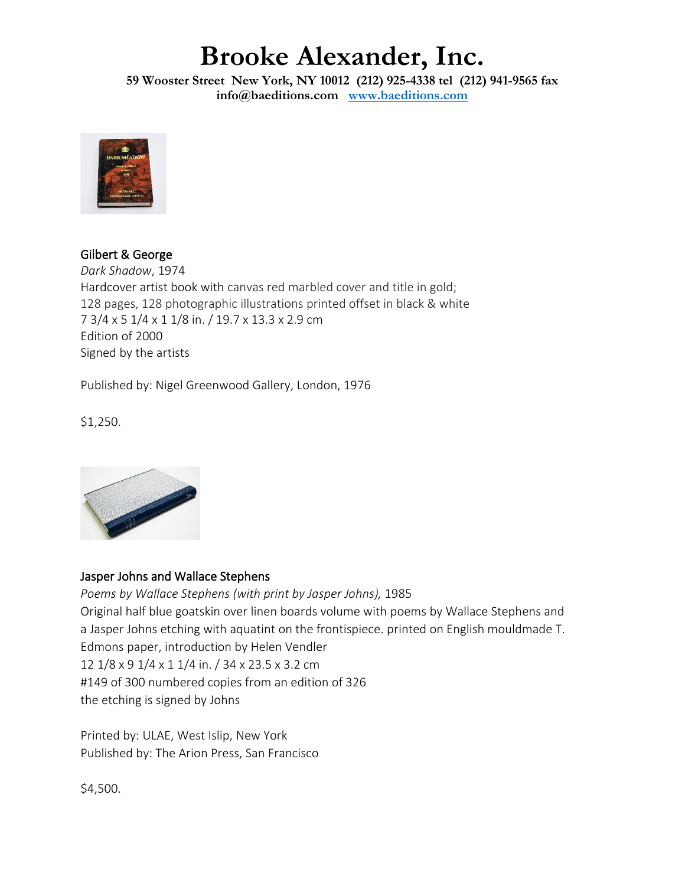# Brooke Alexander, Inc.

**59 Wooster Street New York, NY 10012 (212) 925-4338 tel (212) 941-9565 fax**
**info@baeditions.com [www.baeditions.com](http://www.baeditions.com)**

Gilbert & George
*Dark Shadow*, 1974
Hardcover artist book with canvas red marbled cover and title in gold;
128 pages, 128 photographic illustrations printed offset in black & white
7 3/4 x 5 1/4 x 1 1/8 in. / 19.7 x 13.3 x 2.9 cm
Edition of 2000
Signed by the artists

Published by: Nigel Greenwood Gallery, London, 1976

$1,250.

Jasper Johns and Wallace Stephens
*Poems by Wallace Stephens (with print by Jasper Johns),* 1985
Original half blue goatskin over linen boards volume with poems by Wallace Stephens and a Jasper Johns etching with aquatint on the frontispiece. printed on English mouldmade T. Edmons paper, introduction by Helen Vendler
12 1/8 x 9 1/4 x 1 1/4 in. / 34 x 23.5 x 3.2 cm
#149 of 300 numbered copies from an edition of 326
the etching is signed by Johns

Printed by: ULAE, West Islip, New York
Published by: The Arion Press, San Francisco

$4,500.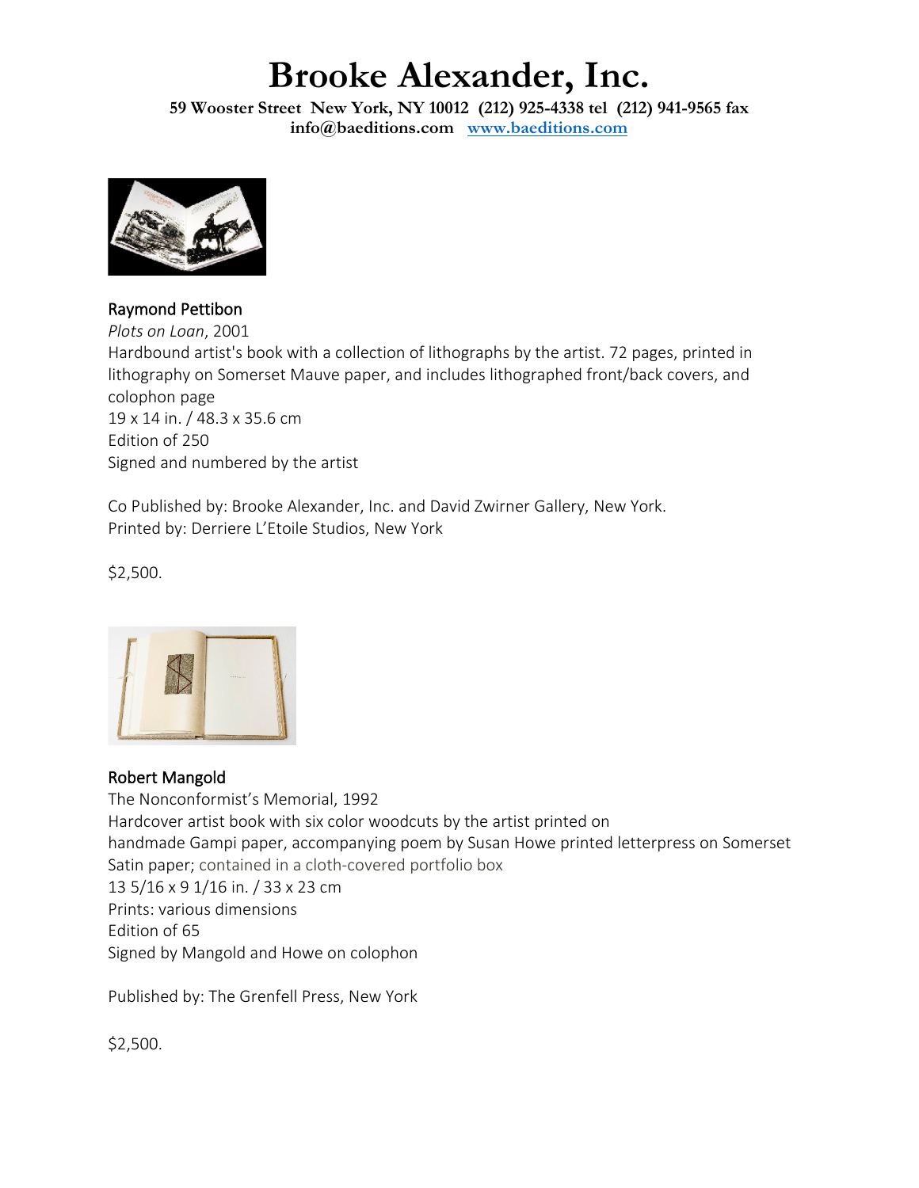# Brooke Alexander, Inc.

**59 Wooster Street New York, NY 10012 (212) 925-4338 tel (212) 941-9565 fax**
**info@baeditions.com [www.baeditions.com](http://www.baeditions.com)**

Raymond Pettibon
*Plots on Loan*, 2001
Hardbound artist's book with a collection of lithographs by the artist. 72 pages, printed in lithography on Somerset Mauve paper, and includes lithographed front/back covers, and colophon page
19 x 14 in. / 48.3 x 35.6 cm
Edition of 250
Signed and numbered by the artist

Co Published by: Brooke Alexander, Inc. and David Zwirner Gallery, New York.
Printed by: Derriere L'Etoile Studios, New York

$2,500.

Robert Mangold
The Nonconformist's Memorial, 1992
Hardcover artist book with six color woodcuts by the artist printed on handmade Gampi paper, accompanying poem by Susan Howe printed letterpress on Somerset Satin paper; contained in a cloth-covered portfolio box
13 5/16 x 9 1/16 in. / 33 x 23 cm
Prints: various dimensions
Edition of 65
Signed by Mangold and Howe on colophon

Published by: The Grenfell Press, New York

$2,500.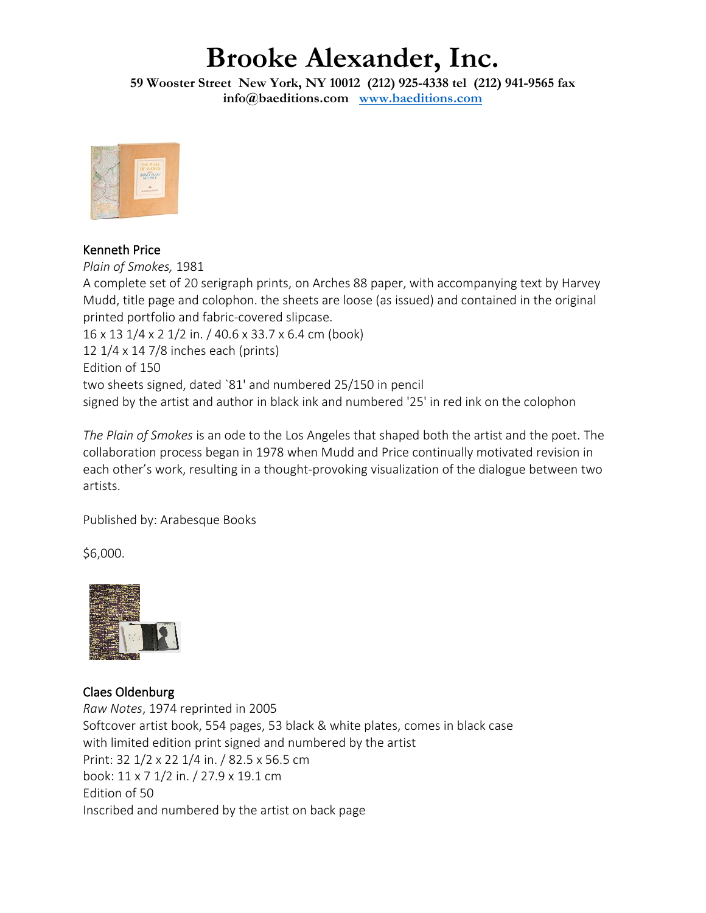# Brooke Alexander, Inc.

**59 Wooster Street New York, NY 10012 (212) 925-4338 tel (212) 941-9565 fax**
**info@baeditions.com [www.baeditions.com](http://www.baeditions.com)**

## Kenneth Price

*Plain of Smokes,* 1981
A complete set of 20 serigraph prints, on Arches 88 paper, with accompanying text by Harvey Mudd, title page and colophon. the sheets are loose (as issued) and contained in the original printed portfolio and fabric-covered slipcase.
16 x 13 1/4 x 2 1/2 in. / 40.6 x 33.7 x 6.4 cm (book)
12 1/4 x 14 7/8 inches each (prints)
Edition of 150
two sheets signed, dated `81' and numbered 25/150 in pencil
signed by the artist and author in black ink and numbered '25' in red ink on the colophon

*The Plain of Smokes* is an ode to the Los Angeles that shaped both the artist and the poet. The collaboration process began in 1978 when Mudd and Price continually motivated revision in each other's work, resulting in a thought-provoking visualization of the dialogue between two artists.

Published by: Arabesque Books

$6,000.

## Claes Oldenburg

*Raw Notes*, 1974 reprinted in 2005
Softcover artist book, 554 pages, 53 black & white plates, comes in black case with limited edition print signed and numbered by the artist
Print: 32 1/2 x 22 1/4 in. / 82.5 x 56.5 cm
book: 11 x 7 1/2 in. / 27.9 x 19.1 cm
Edition of 50
Inscribed and numbered by the artist on back page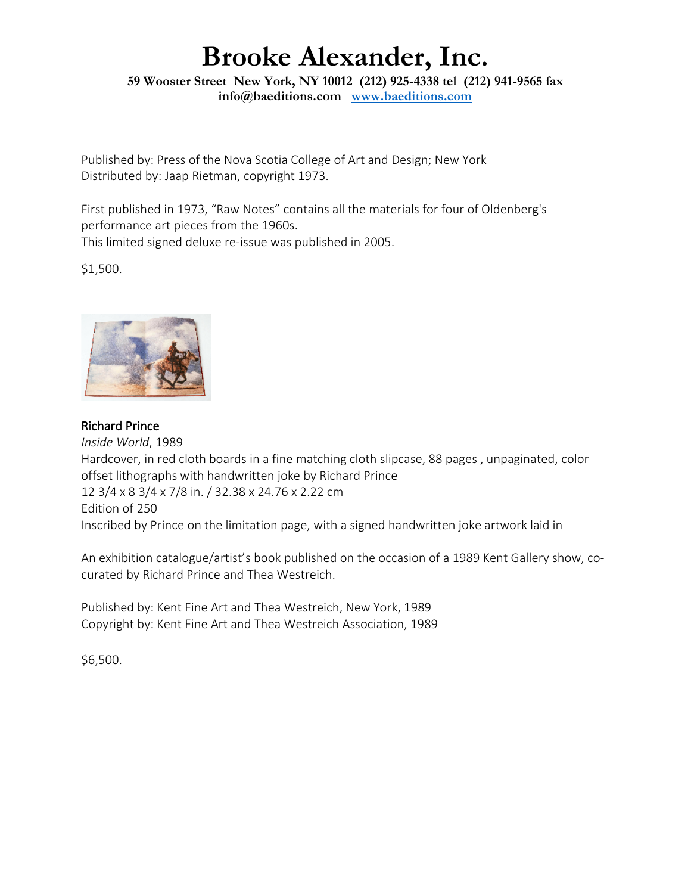# Brooke Alexander, Inc.

**59 Wooster Street New York, NY 10012 (212) 925-4338 tel (212) 941-9565 fax**
**info@baeditions.com [www.baeditions.com](http://www.baeditions.com)**

Published by: Press of the Nova Scotia College of Art and Design; New York
Distributed by: Jaap Rietman, copyright 1973.

First published in 1973, "Raw Notes" contains all the materials for four of Oldenberg's performance art pieces from the 1960s.
This limited signed deluxe re-issue was published in 2005.

$1,500.

Richard Prince
*Inside World*, 1989
Hardcover, in red cloth boards in a fine matching cloth slipcase, 88 pages , unpaginated, color offset lithographs with handwritten joke by Richard Prince
12 3/4 x 8 3/4 x 7/8 in. / 32.38 x 24.76 x 2.22 cm
Edition of 250
Inscribed by Prince on the limitation page, with a signed handwritten joke artwork laid in

An exhibition catalogue/artist's book published on the occasion of a 1989 Kent Gallery show, co-curated by Richard Prince and Thea Westreich.

Published by: Kent Fine Art and Thea Westreich, New York, 1989
Copyright by: Kent Fine Art and Thea Westreich Association, 1989

$6,500.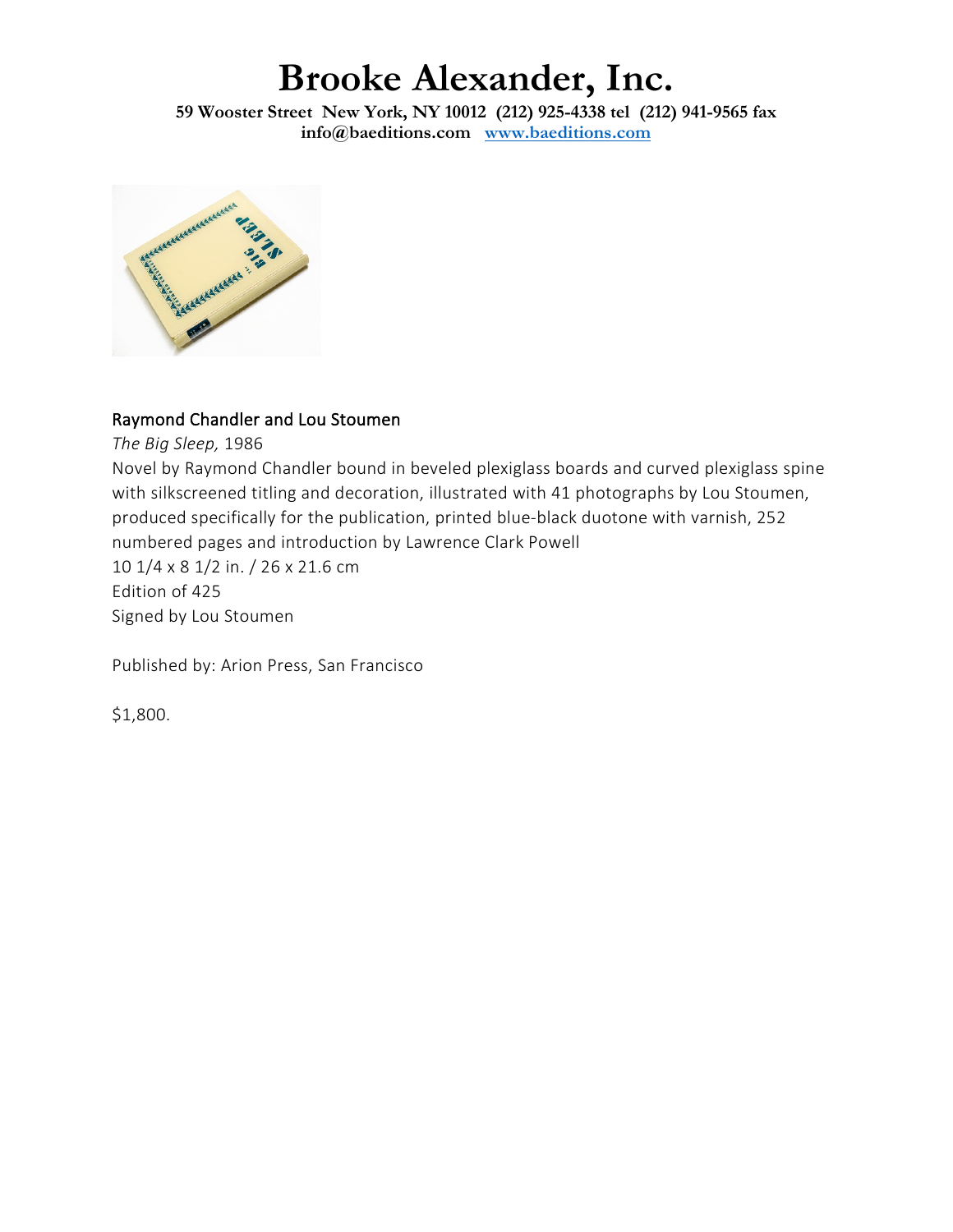# Brooke Alexander, Inc.

**59 Wooster Street New York, NY 10012 (212) 925-4338 tel (212) 941-9565 fax**
**info@baeditions.com [www.baeditions.com](http://www.baeditions.com)**

Raymond Chandler and Lou Stoumen
*The Big Sleep,* 1986
Novel by Raymond Chandler bound in beveled plexiglass boards and curved plexiglass spine with silkscreened titling and decoration, illustrated with 41 photographs by Lou Stoumen, produced specifically for the publication, printed blue-black duotone with varnish, 252 numbered pages and introduction by Lawrence Clark Powell
10 1/4 x 8 1/2 in. / 26 x 21.6 cm
Edition of 425
Signed by Lou Stoumen

Published by: Arion Press, San Francisco

$1,800.